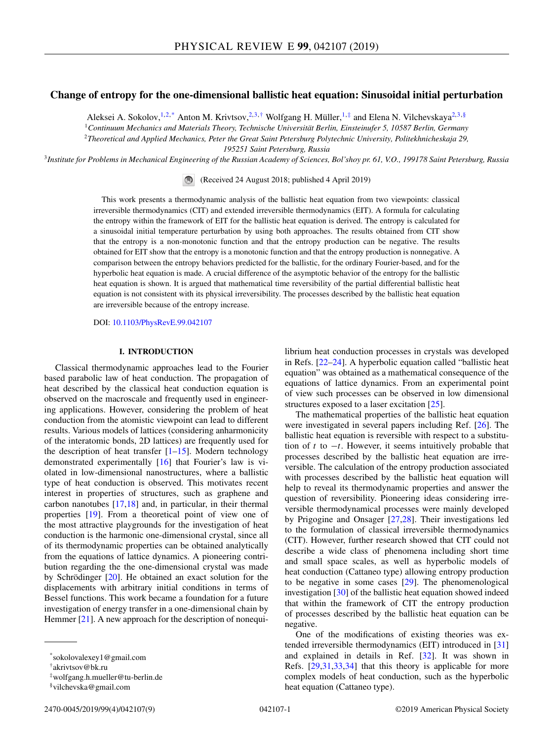# Change of entropy for the one-dimensional ballistic heat equation: Sinusoidal initial perturbation

Aleksei A. Sokolov,[1,2,*] Anton M. Krivtsov,[2,3,†] Wolfgang H. Müller,[1,‡] and Elena N. Vilchevskaya[2,3,§]

[1] *Continuum Mechanics and Materials Theory, Technische Universität Berlin, Einsteinufer 5, 10587 Berlin, Germany*

[2] *Theoretical and Applied Mechanics, Peter the Great Saint Petersburg Polytechnic University, Politekhnicheskaja 29, 195251 Saint Petersburg, Russia*

[3] *Institute for Problems in Mechanical Engineering of the Russian Academy of Sciences, Bol'shoy pr. 61, V.O., 199178 Saint Petersburg, Russia*

(Received 24 August 2018; published 4 April 2019)

This work presents a thermodynamic analysis of the ballistic heat equation from two viewpoints: classical irreversible thermodynamics (CIT) and extended irreversible thermodynamics (EIT). A formula for calculating the entropy within the framework of EIT for the ballistic heat equation is derived. The entropy is calculated for a sinusoidal initial temperature perturbation by using both approaches. The results obtained from CIT show that the entropy is a non-monotonic function and that the entropy production can be negative. The results obtained for EIT show that the entropy is a monotonic function and that the entropy production is nonnegative. A comparison between the entropy behaviors predicted for the ballistic, for the ordinary Fourier-based, and for the hyperbolic heat equation is made. A crucial difference of the asymptotic behavior of the entropy for the ballistic heat equation is shown. It is argued that mathematical time reversibility of the partial differential ballistic heat equation is not consistent with its physical irreversibility. The processes described by the ballistic heat equation are irreversible because of the entropy increase.

DOI: 10.1103/PhysRevE.99.042107

## I. INTRODUCTION

Classical thermodynamic approaches lead to the Fourier based parabolic law of heat conduction. The propagation of heat described by the classical heat conduction equation is observed on the macroscale and frequently used in engineering applications. However, considering the problem of heat conduction from the atomistic viewpoint can lead to different results. Various models of lattices (considering anharmonicity of the interatomic bonds, 2D lattices) are frequently used for the description of heat transfer [1–15]. Modern technology demonstrated experimentally [16] that Fourier's law is violated in low-dimensional nanostructures, where a ballistic type of heat conduction is observed. This motivates recent interest in properties of structures, such as graphene and carbon nanotubes [17,18] and, in particular, in their thermal properties [19]. From a theoretical point of view one of the most attractive playgrounds for the investigation of heat conduction is the harmonic one-dimensional crystal, since all of its thermodynamic properties can be obtained analytically from the equations of lattice dynamics. A pioneering contribution regarding the the one-dimensional crystal was made by Schrödinger [20]. He obtained an exact solution for the displacements with arbitrary initial conditions in terms of Bessel functions. This work became a foundation for a future investigation of energy transfer in a one-dimensional chain by Hemmer [21]. A new approach for the description of nonequilibrium heat conduction processes in crystals was developed in Refs. [22–24]. A hyperbolic equation called "ballistic heat equation" was obtained as a mathematical consequence of the equations of lattice dynamics. From an experimental point of view such processes can be observed in low dimensional structures exposed to a laser excitation [25].

The mathematical properties of the ballistic heat equation were investigated in several papers including Ref. [26]. The ballistic heat equation is reversible with respect to a substitution of $t$ to $-t$. However, it seems intuitively probable that processes described by the ballistic heat equation are irreversible. The calculation of the entropy production associated with processes described by the ballistic heat equation will help to reveal its thermodynamic properties and answer the question of reversibility. Pioneering ideas considering irreversible thermodynamical processes were mainly developed by Prigogine and Onsager [27,28]. Their investigations led to the formulation of classical irreversible thermodynamics (CIT). However, further research showed that CIT could not describe a wide class of phenomena including short time and small space scales, as well as hyperbolic models of heat conduction (Cattaneo type) allowing entropy production to be negative in some cases [29]. The phenomenological investigation [30] of the ballistic heat equation showed indeed that within the framework of CIT the entropy production of processes described by the ballistic heat equation can be negative.

One of the modifications of existing theories was extended irreversible thermodynamics (EIT) introduced in [31] and explained in details in Ref. [32]. It was shown in Refs. [29,31,33,34] that this theory is applicable for more complex models of heat conduction, such as the hyperbolic heat equation (Cattaneo type).

---

*sokolovalexey1@gmail.com

†akrivtsov@bk.ru

‡wolfgang.h.mueller@tu-berlin.de

§vilchevska@gmail.com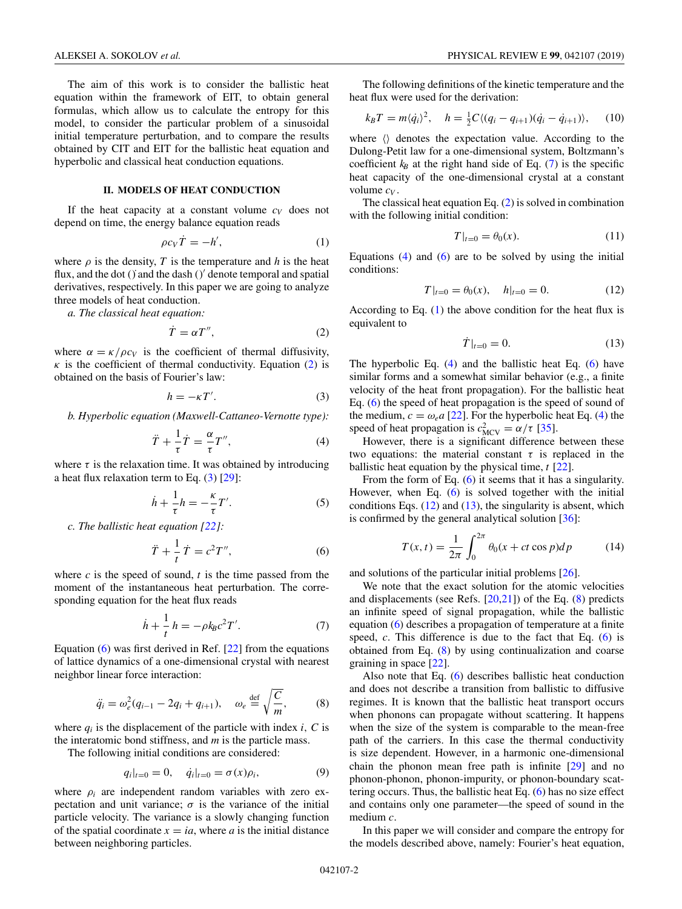The aim of this work is to consider the ballistic heat equation within the framework of EIT, to obtain general formulas, which allow us to calculate the entropy for this model, to consider the particular problem of a sinusoidal initial temperature perturbation, and to compare the results obtained by CIT and EIT for the ballistic heat equation and hyperbolic and classical heat conduction equations.

## II. MODELS OF HEAT CONDUCTION

If the heat capacity at a constant volume $c_V$ does not depend on time, the energy balance equation reads

$$\rho c_V \dot{T} = -h', \tag{1}$$

where $\rho$ is the density, $T$ is the temperature and $h$ is the heat flux, and the dot $\dot{()}$ and the dash $()'$ denote temporal and spatial derivatives, respectively. In this paper we are going to analyze three models of heat conduction.

*a. The classical heat equation:*

$$\dot{T} = \alpha T'', \tag{2}$$

where $\alpha = \kappa/\rho c_V$ is the coefficient of thermal diffusivity, $\kappa$ is the coefficient of thermal conductivity. Equation (2) is obtained on the basis of Fourier's law:

$$h = -\kappa T'. \tag{3}$$

*b. Hyperbolic equation (Maxwell-Cattaneo-Vernotte type):*

$$\ddot{T} + \frac{1}{\tau}\dot{T} = \frac{\alpha}{\tau}T'', \tag{4}$$

where $\tau$ is the relaxation time. It was obtained by introducing a heat flux relaxation term to Eq. (3) [29]:

$$\dot{h} + \frac{1}{\tau}h = -\frac{\kappa}{\tau}T'. \tag{5}$$

*c. The ballistic heat equation [22]:*

$$\ddot{T} + \frac{1}{t}\dot{T} = c^2 T'', \tag{6}$$

where $c$ is the speed of sound, $t$ is the time passed from the moment of the instantaneous heat perturbation. The corresponding equation for the heat flux reads

$$\dot{h} + \frac{1}{t}h = -\rho k_B c^2 T'. \tag{7}$$

Equation (6) was first derived in Ref. [22] from the equations of lattice dynamics of a one-dimensional crystal with nearest neighbor linear force interaction:

$$\ddot{q}_i = \omega_e^2(q_{i-1} - 2q_i + q_{i+1}), \quad \omega_e \stackrel{\text{def}}{=} \sqrt{\frac{C}{m}}, \tag{8}$$

where $q_i$ is the displacement of the particle with index $i$, $C$ is the interatomic bond stiffness, and $m$ is the particle mass.

The following initial conditions are considered:

$$q_i|_{t=0} = 0, \quad \dot{q}_i|_{t=0} = \sigma(x)\rho_i, \tag{9}$$

where $\rho_i$ are independent random variables with zero expectation and unit variance; $\sigma$ is the variance of the initial particle velocity. The variance is a slowly changing function of the spatial coordinate $x = ia$, where $a$ is the initial distance between neighboring particles.

The following definitions of the kinetic temperature and the heat flux were used for the derivation:

$$k_B T = m\langle \dot{q}_i \rangle^2, \quad h = \tfrac{1}{2}C\langle (q_i - q_{i+1})(\dot{q}_i - \dot{q}_{i+1})\rangle, \tag{10}$$

where $\langle\rangle$ denotes the expectation value. According to the Dulong-Petit law for a one-dimensional system, Boltzmann's coefficient $k_B$ at the right hand side of Eq. (7) is the specific heat capacity of the one-dimensional crystal at a constant volume $c_V$.

The classical heat equation Eq. (2) is solved in combination with the following initial condition:

$$T|_{t=0} = \theta_0(x). \tag{11}$$

Equations (4) and (6) are to be solved by using the initial conditions:

$$T|_{t=0} = \theta_0(x), \quad h|_{t=0} = 0. \tag{12}$$

According to Eq. (1) the above condition for the heat flux is equivalent to

$$\dot{T}|_{t=0} = 0. \tag{13}$$

The hyperbolic Eq. (4) and the ballistic heat Eq. (6) have similar forms and a somewhat similar behavior (e.g., a finite velocity of the heat front propagation). For the ballistic heat Eq. (6) the speed of heat propagation is the speed of sound of the medium, $c = \omega_e a$ [22]. For the hyperbolic heat Eq. (4) the speed of heat propagation is $c_{\text{MCV}}^2 = \alpha/\tau$ [35].

However, there is a significant difference between these two equations: the material constant $\tau$ is replaced in the ballistic heat equation by the physical time, $t$ [22].

From the form of Eq. (6) it seems that it has a singularity. However, when Eq. (6) is solved together with the initial conditions Eqs. (12) and (13), the singularity is absent, which is confirmed by the general analytical solution [36]:

$$T(x,t) = \frac{1}{2\pi}\int_0^{2\pi} \theta_0(x + ct\cos p)\,dp \tag{14}$$

and solutions of the particular initial problems [26].

We note that the exact solution for the atomic velocities and displacements (see Refs. [20,21]) of the Eq. (8) predicts an infinite speed of signal propagation, while the ballistic equation (6) describes a propagation of temperature at a finite speed, $c$. This difference is due to the fact that Eq. (6) is obtained from Eq. (8) by using continualization and coarse graining in space [22].

Also note that Eq. (6) describes ballistic heat conduction and does not describe a transition from ballistic to diffusive regimes. It is known that the ballistic heat transport occurs when phonons can propagate without scattering. It happens when the size of the system is comparable to the mean-free path of the carriers. In this case the thermal conductivity is size dependent. However, in a harmonic one-dimensional chain the phonon mean free path is infinite [29] and no phonon-phonon, phonon-impurity, or phonon-boundary scattering occurs. Thus, the ballistic heat Eq. (6) has no size effect and contains only one parameter—the speed of sound in the medium $c$.

In this paper we will consider and compare the entropy for the models described above, namely: Fourier's heat equation,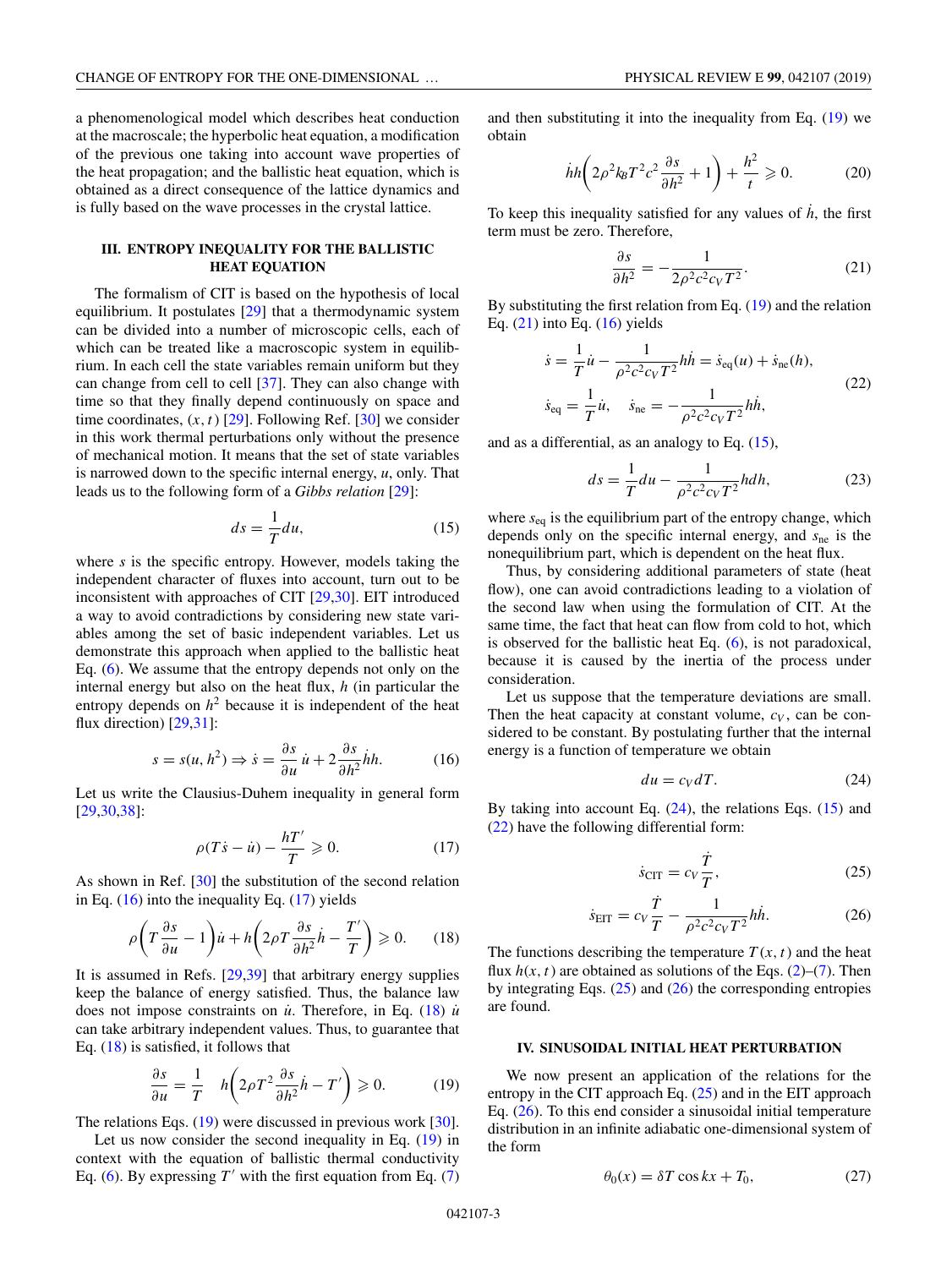a phenomenological model which describes heat conduction at the macroscale; the hyperbolic heat equation, a modification of the previous one taking into account wave properties of the heat propagation; and the ballistic heat equation, which is obtained as a direct consequence of the lattice dynamics and is fully based on the wave processes in the crystal lattice.

### III. ENTROPY INEQUALITY FOR THE BALLISTIC HEAT EQUATION

The formalism of CIT is based on the hypothesis of local equilibrium. It postulates [29] that a thermodynamic system can be divided into a number of microscopic cells, each of which can be treated like a macroscopic system in equilibrium. In each cell the state variables remain uniform but they can change from cell to cell [37]. They can also change with time so that they finally depend continuously on space and time coordinates, $(x, t)$ [29]. Following Ref. [30] we consider in this work thermal perturbations only without the presence of mechanical motion. It means that the set of state variables is narrowed down to the specific internal energy, $u$, only. That leads us to the following form of a *Gibbs relation* [29]:

$$ds = \frac{1}{T}du, \tag{15}$$

where $s$ is the specific entropy. However, models taking the independent character of fluxes into account, turn out to be inconsistent with approaches of CIT [29,30]. EIT introduced a way to avoid contradictions by considering new state variables among the set of basic independent variables. Let us demonstrate this approach when applied to the ballistic heat Eq. (6). We assume that the entropy depends not only on the internal energy but also on the heat flux, $h$ (in particular the entropy depends on $h^2$ because it is independent of the heat flux direction) [29,31]:

$$s = s(u, h^2) \Rightarrow \dot{s} = \frac{\partial s}{\partial u}\dot{u} + 2\frac{\partial s}{\partial h^2}\dot{h}h. \tag{16}$$

Let us write the Clausius-Duhem inequality in general form [29,30,38]:

$$\rho(T\dot{s} - \dot{u}) - \frac{hT'}{T} \geqslant 0. \tag{17}$$

As shown in Ref. [30] the substitution of the second relation in Eq. (16) into the inequality Eq. (17) yields

$$\rho\left(T\frac{\partial s}{\partial u} - 1\right)\dot{u} + h\left(2\rho T\frac{\partial s}{\partial h^2}\dot{h} - \frac{T'}{T}\right) \geqslant 0. \tag{18}$$

It is assumed in Refs. [29,39] that arbitrary energy supplies keep the balance of energy satisfied. Thus, the balance law does not impose constraints on $\dot{u}$. Therefore, in Eq. (18) $\dot{u}$ can take arbitrary independent values. Thus, to guarantee that Eq. (18) is satisfied, it follows that

$$\frac{\partial s}{\partial u} = \frac{1}{T} \quad h\left(2\rho T^2\frac{\partial s}{\partial h^2}\dot{h} - T'\right) \geqslant 0. \tag{19}$$

The relations Eqs. (19) were discussed in previous work [30].

Let us now consider the second inequality in Eq. (19) in context with the equation of ballistic thermal conductivity Eq. (6). By expressing $T'$ with the first equation from Eq. (7) and then substituting it into the inequality from Eq. (19) we obtain

$$\dot{h}h\left(2\rho^2 k_B T^2 c^2\frac{\partial s}{\partial h^2} + 1\right) + \frac{h^2}{t} \geqslant 0. \tag{20}$$

To keep this inequality satisfied for any values of $\dot{h}$, the first term must be zero. Therefore,

$$\frac{\partial s}{\partial h^2} = -\frac{1}{2\rho^2 c^2 c_V T^2}. \tag{21}$$

By substituting the first relation from Eq. (19) and the relation Eq. (21) into Eq. (16) yields

$$\begin{aligned}
\dot{s} &= \frac{1}{T}\dot{u} - \frac{1}{\rho^2 c^2 c_V T^2}h\dot{h} = \dot{s}_{\text{eq}}(u) + \dot{s}_{\text{ne}}(h),\\
\dot{s}_{\text{eq}} &= \frac{1}{T}\dot{u}, \quad \dot{s}_{\text{ne}} = -\frac{1}{\rho^2 c^2 c_V T^2}h\dot{h},
\end{aligned} \tag{22}$$

and as a differential, as an analogy to Eq. (15),

$$ds = \frac{1}{T}du - \frac{1}{\rho^2 c^2 c_V T^2}h dh, \tag{23}$$

where $s_{\text{eq}}$ is the equilibrium part of the entropy change, which depends only on the specific internal energy, and $s_{\text{ne}}$ is the nonequilibrium part, which is dependent on the heat flux.

Thus, by considering additional parameters of state (heat flow), one can avoid contradictions leading to a violation of the second law when using the formulation of CIT. At the same time, the fact that heat can flow from cold to hot, which is observed for the ballistic heat Eq. (6), is not paradoxical, because it is caused by the inertia of the process under consideration.

Let us suppose that the temperature deviations are small. Then the heat capacity at constant volume, $c_V$, can be considered to be constant. By postulating further that the internal energy is a function of temperature we obtain

$$du = c_V dT. \tag{24}$$

By taking into account Eq. (24), the relations Eqs. (15) and (22) have the following differential form:

$$\dot{s}_{\text{CIT}} = c_V\frac{\dot{T}}{T}, \tag{25}$$

$$\dot{s}_{\text{EIT}} = c_V\frac{\dot{T}}{T} - \frac{1}{\rho^2 c^2 c_V T^2}h\dot{h}. \tag{26}$$

The functions describing the temperature $T(x, t)$ and the heat flux $h(x, t)$ are obtained as solutions of the Eqs. (2)–(7). Then by integrating Eqs. (25) and (26) the corresponding entropies are found.

### IV. SINUSOIDAL INITIAL HEAT PERTURBATION

We now present an application of the relations for the entropy in the CIT approach Eq. (25) and in the EIT approach Eq. (26). To this end consider a sinusoidal initial temperature distribution in an infinite adiabatic one-dimensional system of the form

$$\theta_0(x) = \delta T\cos kx + T_0, \tag{27}$$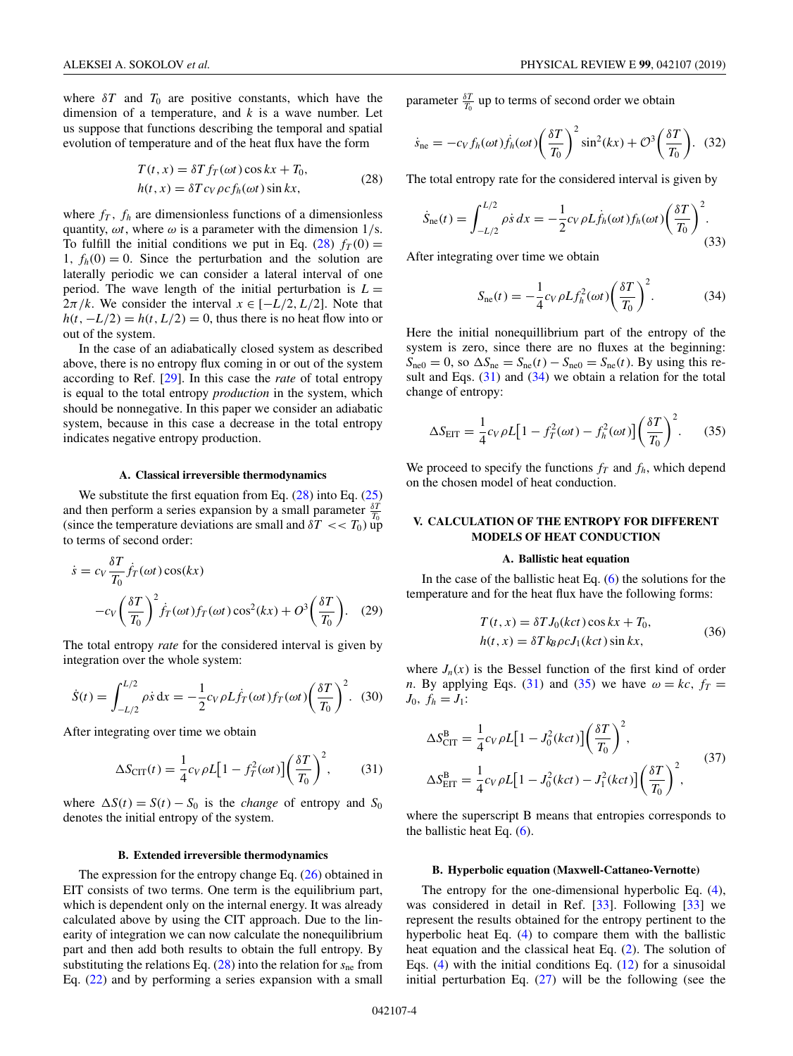where $\delta T$ and $T_0$ are positive constants, which have the dimension of a temperature, and $k$ is a wave number. Let us suppose that functions describing the temporal and spatial evolution of temperature and of the heat flux have the form

$$
\begin{aligned}
T(t,x) &= \delta T\, f_T(\omega t)\cos kx + T_0,\\
h(t,x) &= \delta T\, c_V \rho c f_h(\omega t)\sin kx,
\end{aligned} \tag{28}
$$

where $f_T$, $f_h$ are dimensionless functions of a dimensionless quantity, $\omega t$, where $\omega$ is a parameter with the dimension 1/s. To fulfill the initial conditions we put in Eq. (28) $f_T(0) = 1$, $f_h(0) = 0$. Since the perturbation and the solution are laterally periodic we can consider a lateral interval of one period. The wave length of the initial perturbation is $L = 2\pi/k$. We consider the interval $x \in [-L/2, L/2]$. Note that $h(t, -L/2) = h(t, L/2) = 0$, thus there is no heat flow into or out of the system.

In the case of an adiabatically closed system as described above, there is no entropy flux coming in or out of the system according to Ref. [29]. In this case the *rate* of total entropy is equal to the total entropy *production* in the system, which should be nonnegative. In this paper we consider an adiabatic system, because in this case a decrease in the total entropy indicates negative entropy production.

### A. Classical irreversible thermodynamics

We substitute the first equation from Eq. (28) into Eq. (25) and then perform a series expansion by a small parameter $\frac{\delta T}{T_0}$ (since the temperature deviations are small and $\delta T << T_0$) up to terms of second order:

$$
\begin{aligned}
\dot{s} &= c_V \frac{\delta T}{T_0}\dot{f}_T(\omega t)\cos(kx)\\
&\quad - c_V\left(\frac{\delta T}{T_0}\right)^2 \dot{f}_T(\omega t) f_T(\omega t)\cos^2(kx) + O^3\left(\frac{\delta T}{T_0}\right).
\end{aligned} \tag{29}
$$

The total entropy *rate* for the considered interval is given by integration over the whole system:

$$
\dot{S}(t) = \int_{-L/2}^{L/2} \rho \dot{s}\, \mathrm{d}x = -\frac{1}{2} c_V \rho L \dot{f}_T(\omega t) f_T(\omega t)\left(\frac{\delta T}{T_0}\right)^2. \tag{30}
$$

After integrating over time we obtain

$$
\Delta S_{\mathrm{CIT}}(t) = \frac{1}{4} c_V \rho L\left[1 - f_T^2(\omega t)\right]\left(\frac{\delta T}{T_0}\right)^2, \tag{31}
$$

where $\Delta S(t) = S(t) - S_0$ is the *change* of entropy and $S_0$ denotes the initial entropy of the system.

### B. Extended irreversible thermodynamics

The expression for the entropy change Eq. (26) obtained in EIT consists of two terms. One term is the equilibrium part, which is dependent only on the internal energy. It was already calculated above by using the CIT approach. Due to the linearity of integration we can now calculate the nonequilibrium part and then add both results to obtain the full entropy. By substituting the relations Eq. (28) into the relation for $s_{\mathrm{ne}}$ from Eq. (22) and by performing a series expansion with a small parameter $\frac{\delta T}{T_0}$ up to terms of second order we obtain

$$
\dot{s}_{\mathrm{ne}} = -c_V f_h(\omega t)\dot{f}_h(\omega t)\left(\frac{\delta T}{T_0}\right)^2 \sin^2(kx) + \mathcal{O}^3\left(\frac{\delta T}{T_0}\right). \tag{32}
$$

The total entropy rate for the considered interval is given by

$$
\dot{S}_{\mathrm{ne}}(t) = \int_{-L/2}^{L/2} \rho \dot{s}\, dx = -\frac{1}{2} c_V \rho L \dot{f}_h(\omega t) f_h(\omega t)\left(\frac{\delta T}{T_0}\right)^2. \tag{33}
$$

After integrating over time we obtain

$$
S_{\mathrm{ne}}(t) = -\frac{1}{4} c_V \rho L f_h^2(\omega t)\left(\frac{\delta T}{T_0}\right)^2. \tag{34}
$$

Here the initial nonequillibrium part of the entropy of the system is zero, since there are no fluxes at the beginning: $S_{\mathrm{ne0}} = 0$, so $\Delta S_{\mathrm{ne}} = S_{\mathrm{ne}}(t) - S_{\mathrm{ne0}} = S_{\mathrm{ne}}(t)$. By using this result and Eqs. (31) and (34) we obtain a relation for the total change of entropy:

$$
\Delta S_{\mathrm{EIT}} = \frac{1}{4} c_V \rho L\left[1 - f_T^2(\omega t) - f_h^2(\omega t)\right]\left(\frac{\delta T}{T_0}\right)^2. \tag{35}
$$

We proceed to specify the functions $f_T$ and $f_h$, which depend on the chosen model of heat conduction.

## V. CALCULATION OF THE ENTROPY FOR DIFFERENT MODELS OF HEAT CONDUCTION

### A. Ballistic heat equation

In the case of the ballistic heat Eq. (6) the solutions for the temperature and for the heat flux have the following forms:

$$
\begin{aligned}
T(t,x) &= \delta T J_0(kct)\cos kx + T_0,\\
h(t,x) &= \delta T k_B \rho c J_1(kct)\sin kx,
\end{aligned} \tag{36}
$$

where $J_n(x)$ is the Bessel function of the first kind of order $n$. By applying Eqs. (31) and (35) we have $\omega = kc$, $f_T = J_0$, $f_h = J_1$:

$$
\begin{aligned}
\Delta S_{\mathrm{CIT}}^{\mathrm{B}} &= \frac{1}{4} c_V \rho L\left[1 - J_0^2(kct)\right]\left(\frac{\delta T}{T_0}\right)^2,\\
\Delta S_{\mathrm{EIT}}^{\mathrm{B}} &= \frac{1}{4} c_V \rho L\left[1 - J_0^2(kct) - J_1^2(kct)\right]\left(\frac{\delta T}{T_0}\right)^2,
\end{aligned} \tag{37}
$$

where the superscript B means that entropies corresponds to the ballistic heat Eq. (6).

### B. Hyperbolic equation (Maxwell-Cattaneo-Vernotte)

The entropy for the one-dimensional hyperbolic Eq. (4), was considered in detail in Ref. [33]. Following [33] we represent the results obtained for the entropy pertinent to the hyperbolic heat Eq. (4) to compare them with the ballistic heat equation and the classical heat Eq. (2). The solution of Eqs. (4) with the initial conditions Eq. (12) for a sinusoidal initial perturbation Eq. (27) will be the following (see the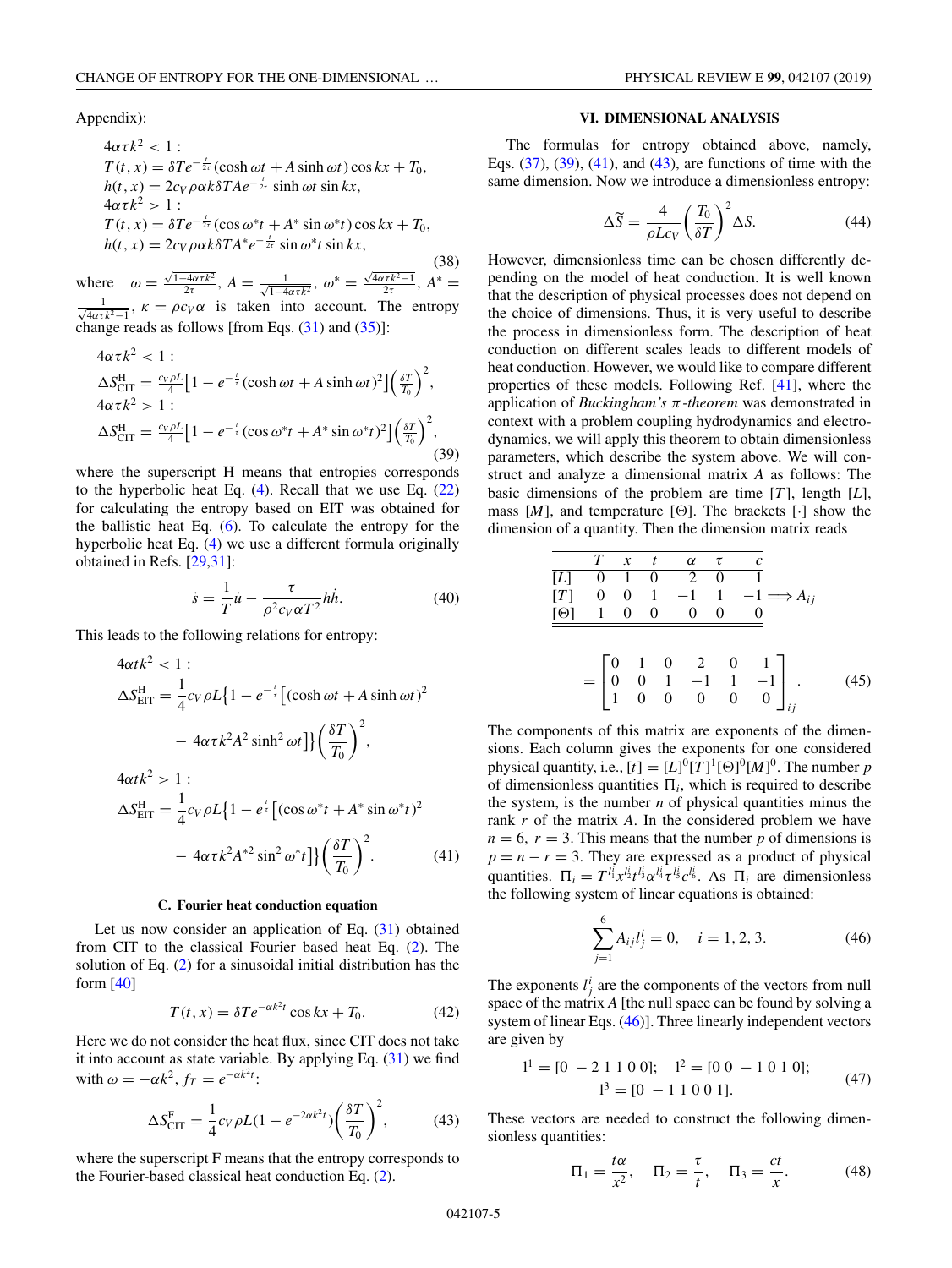Appendix):

$$
\begin{aligned}
&4\alpha\tau k^2 < 1: \\
&T(t,x) = \delta T e^{-\frac{t}{2\tau}}(\cosh\omega t + A\sinh\omega t)\cos kx + T_0, \\
&h(t,x) = 2c_V\rho\alpha k\delta T A e^{-\frac{t}{2\tau}}\sinh\omega t\sin kx, \\
&4\alpha\tau k^2 > 1: \\
&T(t,x) = \delta T e^{-\frac{t}{2\tau}}(\cos\omega^* t + A^*\sin\omega^* t)\cos kx + T_0, \\
&h(t,x) = 2c_V\rho\alpha k\delta T A^* e^{-\frac{t}{2\tau}}\sin\omega^* t\sin kx,
\end{aligned}
\tag{38}
$$

where $\omega = \frac{\sqrt{1-4\alpha\tau k^2}}{2\tau}$, $A = \frac{1}{\sqrt{1-4\alpha\tau k^2}}$, $\omega^* = \frac{\sqrt{4\alpha\tau k^2-1}}{2\tau}$, $A^* = \frac{1}{\sqrt{4\alpha\tau k^2-1}}$, $\kappa = \rho c_V\alpha$ is taken into account. The entropy change reads as follows [from Eqs. (31) and (35)]:

$$
\begin{aligned}
&4\alpha\tau k^2 < 1: \\
&\Delta S^{\rm H}_{\rm CIT} = \frac{c_V\rho L}{4}\left[1 - e^{-\frac{t}{\tau}}(\cosh\omega t + A\sinh\omega t)^2\right]\left(\frac{\delta T}{T_0}\right)^2, \\
&4\alpha\tau k^2 > 1: \\
&\Delta S^{\rm H}_{\rm CIT} = \frac{c_V\rho L}{4}\left[1 - e^{-\frac{t}{\tau}}(\cos\omega^* t + A^*\sin\omega^* t)^2\right]\left(\frac{\delta T}{T_0}\right)^2,
\end{aligned}
\tag{39}
$$

where the superscript H means that entropies corresponds to the hyperbolic heat Eq. (4). Recall that we use Eq. (22) for calculating the entropy based on EIT was obtained for the ballistic heat Eq. (6). To calculate the entropy for the hyperbolic heat Eq. (4) we use a different formula originally obtained in Refs. [29,31]:

$$
\dot{s} = \frac{1}{T}\dot{u} - \frac{\tau}{\rho^2 c_V\alpha T^2}h\dot{h}. \tag{40}
$$

This leads to the following relations for entropy:

$$
\begin{aligned}
&4\alpha t k^2 < 1: \\
&\Delta S^{\rm H}_{\rm EIT} = \frac{1}{4}c_V\rho L\Big\{1 - e^{-\frac{t}{\tau}}\big[(\cosh\omega t + A\sinh\omega t)^2 \\
&\qquad - 4\alpha\tau k^2 A^2\sinh^2\omega t\big]\Big\}\left(\frac{\delta T}{T_0}\right)^2, \\
&4\alpha t k^2 > 1: \\
&\Delta S^{\rm H}_{\rm EIT} = \frac{1}{4}c_V\rho L\Big\{1 - e^{\frac{t}{\tau}}\big[(\cos\omega^* t + A^*\sin\omega^* t)^2 \\
&\qquad - 4\alpha\tau k^2 A^{*2}\sin^2\omega^* t\big]\Big\}\left(\frac{\delta T}{T_0}\right)^2.
\end{aligned}
\tag{41}
$$

### C. Fourier heat conduction equation

Let us now consider an application of Eq. (31) obtained from CIT to the classical Fourier based heat Eq. (2). The solution of Eq. (2) for a sinusoidal initial distribution has the form [40]

$$
T(t,x) = \delta T e^{-\alpha k^2 t}\cos kx + T_0. \tag{42}
$$

Here we do not consider the heat flux, since CIT does not take it into account as state variable. By applying Eq. (31) we find with $\omega = -\alpha k^2$, $f_T = e^{-\alpha k^2 t}$:

$$
\Delta S^{\rm F}_{\rm CIT} = \frac{1}{4}c_V\rho L(1 - e^{-2\alpha k^2 t})\left(\frac{\delta T}{T_0}\right)^2, \tag{43}
$$

where the superscript F means that the entropy corresponds to the Fourier-based classical heat conduction Eq. (2).

## VI. DIMENSIONAL ANALYSIS

The formulas for entropy obtained above, namely, Eqs. (37), (39), (41), and (43), are functions of time with the same dimension. Now we introduce a dimensionless entropy:

$$
\Delta\widetilde{S} = \frac{4}{\rho L c_V}\left(\frac{T_0}{\delta T}\right)^2\Delta S. \tag{44}
$$

However, dimensionless time can be chosen differently depending on the model of heat conduction. It is well known that the description of physical processes does not depend on the choice of dimensions. Thus, it is very useful to describe the process in dimensionless form. The description of heat conduction on different scales leads to different models of heat conduction. However, we would like to compare different properties of these models. Following Ref. [41], where the application of *Buckingham's π-theorem* was demonstrated in context with a problem coupling hydrodynamics and electrodynamics, we will apply this theorem to obtain dimensionless parameters, which describe the system above. We will construct and analyze a dimensional matrix $A$ as follows: The basic dimensions of the problem are time $[T]$, length $[L]$, mass $[M]$, and temperature $[\Theta]$. The brackets $[\cdot]$ show the dimension of a quantity. Then the dimension matrix reads

|  | $T$ | $x$ | $t$ | $\alpha$ | $\tau$ | $c$ |
|---|---|---|---|---|---|---|
| $[L]$ | 0 | 1 | 0 | 2 | 0 | 1 |
| $[T]$ | 0 | 0 | 1 | −1 | 1 | −1 |
| $[\Theta]$ | 1 | 0 | 0 | 0 | 0 | 0 |

$\Longrightarrow A_{ij}$

$$
= \begin{bmatrix} 0 & 1 & 0 & 2 & 0 & 1 \\ 0 & 0 & 1 & -1 & 1 & -1 \\ 1 & 0 & 0 & 0 & 0 & 0 \end{bmatrix}_{ij}. \tag{45}
$$

The components of this matrix are exponents of the dimensions. Each column gives the exponents for one considered physical quantity, i.e., $[t] = [L]^0[T]^1[\Theta]^0[M]^0$. The number $p$ of dimensionless quantities $\Pi_i$, which is required to describe the system, is the number $n$ of physical quantities minus the rank $r$ of the matrix $A$. In the considered problem we have $n = 6$, $r = 3$. This means that the number $p$ of dimensions is $p = n - r = 3$. They are expressed as a product of physical quantities. $\Pi_i = T^{l^i_1}x^{l^i_2}t^{l^i_3}\alpha^{l^i_4}\tau^{l^i_5}c^{l^i_6}$. As $\Pi_i$ are dimensionless the following system of linear equations is obtained:

$$
\sum_{j=1}^{6} A_{ij}l^i_j = 0, \quad i = 1, 2, 3. \tag{46}
$$

The exponents $l^i_j$ are the components of the vectors from null space of the matrix $A$ [the null space can be found by solving a system of linear Eqs. (46)]. Three linearly independent vectors are given by

$$
\begin{aligned}
&{\rm l}^1 = [0\ -2\ 1\ 1\ 0\ 0]; \quad {\rm l}^2 = [0\ 0\ -1\ 0\ 1\ 0]; \\
&{\rm l}^3 = [0\ -1\ 1\ 0\ 0\ 1].
\end{aligned}
\tag{47}
$$

These vectors are needed to construct the following dimensionless quantities:

$$
\Pi_1 = \frac{t\alpha}{x^2}, \quad \Pi_2 = \frac{\tau}{t}, \quad \Pi_3 = \frac{ct}{x}. \tag{48}
$$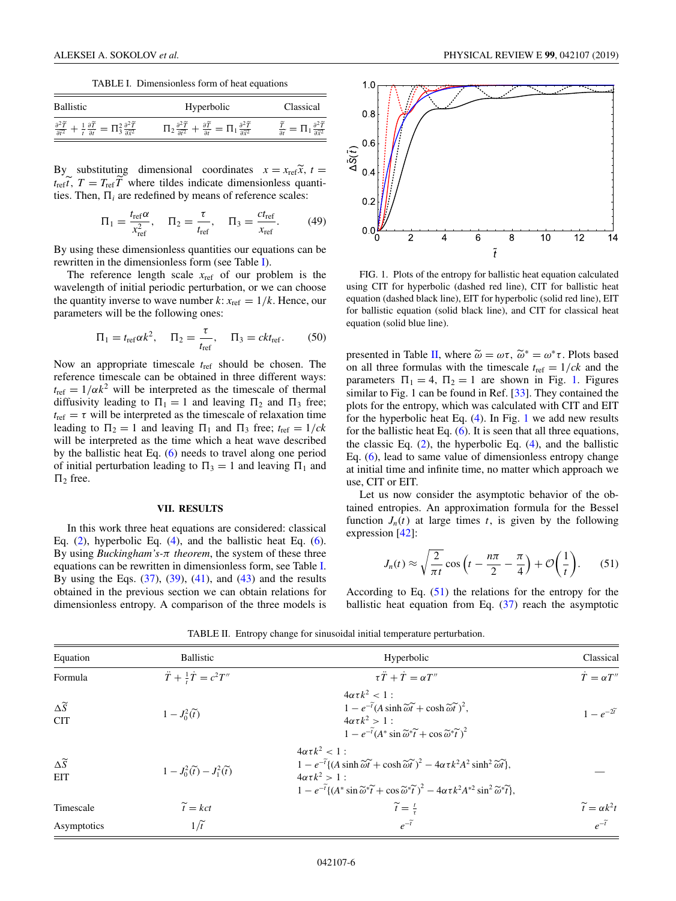TABLE I. Dimensionless form of heat equations

| Ballistic | Hyperbolic | Classical |
|---|---|---|
| $\frac{\partial^2 \widetilde{T}}{\partial \widetilde{t}^2} + \frac{1}{\widetilde{t}}\frac{\partial \widetilde{T}}{\partial \widetilde{t}} = \Pi_3^2 \frac{\partial^2 \widetilde{T}}{\partial \widetilde{x}^2}$ | $\Pi_2 \frac{\partial^2 \widetilde{T}}{\partial \widetilde{t}^2} + \frac{\partial \widetilde{T}}{\partial \widetilde{t}} = \Pi_1 \frac{\partial^2 \widetilde{T}}{\partial \widetilde{x}^2}$ | $\frac{\widetilde{T}}{\partial \widetilde{t}} = \Pi_1 \frac{\partial^2 \widetilde{T}}{\partial \widetilde{x}^2}$ |

By substituting dimensional coordinates $x = x_{\text{ref}}\widetilde{x}$, $t = t_{\text{ref}}\widetilde{t}$, $T = T_{\text{ref}}\widetilde{T}$ where tildes indicate dimensionless quantities. Then, $\Pi_i$ are redefined by means of reference scales:

$$\Pi_1 = \frac{t_{\text{ref}}\alpha}{x_{\text{ref}}^2}, \quad \Pi_2 = \frac{\tau}{t_{\text{ref}}}, \quad \Pi_3 = \frac{ct_{\text{ref}}}{x_{\text{ref}}}. \tag{49}$$

By using these dimensionless quantities our equations can be rewritten in the dimensionless form (see Table I).

The reference length scale $x_{\text{ref}}$ of our problem is the wavelength of initial periodic perturbation, or we can choose the quantity inverse to wave number $k$: $x_{\text{ref}} = 1/k$. Hence, our parameters will be the following ones:

$$\Pi_1 = t_{\text{ref}}\alpha k^2, \quad \Pi_2 = \frac{\tau}{t_{\text{ref}}}, \quad \Pi_3 = ckt_{\text{ref}}. \tag{50}$$

Now an appropriate timescale $t_{\text{ref}}$ should be chosen. The reference timescale can be obtained in three different ways: $t_{\text{ref}} = 1/\alpha k^2$ will be interpreted as the timescale of thermal diffusivity leading to $\Pi_1 = 1$ and leaving $\Pi_2$ and $\Pi_3$ free; $t_{\text{ref}} = \tau$ will be interpreted as the timescale of relaxation time leading to $\Pi_2 = 1$ and leaving $\Pi_1$ and $\Pi_3$ free; $t_{\text{ref}} = 1/ck$ will be interpreted as the time which a heat wave described by the ballistic heat Eq. (6) needs to travel along one period of initial perturbation leading to $\Pi_3 = 1$ and leaving $\Pi_1$ and $\Pi_2$ free.

## VII. RESULTS

In this work three heat equations are considered: classical Eq. (2), hyperbolic Eq. (4), and the ballistic heat Eq. (6). By using *Buckingham's-π theorem*, the system of these three equations can be rewritten in dimensionless form, see Table I. By using the Eqs. (37), (39), (41), and (43) and the results obtained in the previous section we can obtain relations for dimensionless entropy. A comparison of the three models is presented in Table II, where $\widetilde{\omega} = \omega\tau$, $\widetilde{\omega}^* = \omega^*\tau$. Plots based on all three formulas with the timescale $t_{\text{ref}} = 1/ck$ and the parameters $\Pi_1 = 4$, $\Pi_2 = 1$ are shown in Fig. 1. Figures similar to Fig. 1 can be found in Ref. [33]. They contained the plots for the entropy, which was calculated with CIT and EIT for the hyperbolic heat Eq. (4). In Fig. 1 we add new results for the ballistic heat Eq. (6). It is seen that all three equations, the classic Eq. (2), the hyperbolic Eq. (4), and the ballistic Eq. (6), lead to same value of dimensionless entropy change at initial time and infinite time, no matter which approach we use, CIT or EIT.

FIG. 1. Plots of the entropy for ballistic heat equation calculated using CIT for hyperbolic (dashed red line), CIT for ballistic heat equation (dashed black line), EIT for hyperbolic (solid red line), EIT for ballistic equation (solid black line), and CIT for classical heat equation (solid blue line).

Let us now consider the asymptotic behavior of the obtained entropies. An approximation formula for the Bessel function $J_n(t)$ at large times $t$, is given by the following expression [42]:

$$J_n(t) \approx \sqrt{\frac{2}{\pi t}} \cos\left(t - \frac{n\pi}{2} - \frac{\pi}{4}\right) + \mathcal{O}\left(\frac{1}{t}\right). \tag{51}$$

According to Eq. (51) the relations for the entropy for the ballistic heat equation from Eq. (37) reach the asymptotic

TABLE II. Entropy change for sinusoidal initial temperature perturbation.

| Equation | Ballistic | Hyperbolic | Classical |
|---|---|---|---|
| Formula | $\ddot{T} + \frac{1}{t}\dot{T} = c^2 T''$ | $\tau\ddot{T} + \dot{T} = \alpha T''$ | $\dot{T} = \alpha T''$ |
| $\Delta\widetilde{S}$ CIT | $1 - J_0^2(\widetilde{t})$ | $4\alpha\tau k^2 < 1$ : $1 - e^{-\widetilde{t}}(A \sinh \widetilde{\omega}\widetilde{t} + \cosh \widetilde{\omega}\widetilde{t})^2$, $4\alpha\tau k^2 > 1$ : $1 - e^{-\widetilde{t}}(A^* \sin \widetilde{\omega}^*\widetilde{t} + \cos \widetilde{\omega}^*\widetilde{t})^2$ | $1 - e^{-2\widetilde{t}}$ |
| $\Delta\widetilde{S}$ EIT | $1 - J_0^2(\widetilde{t}) - J_1^2(\widetilde{t})$ | $4\alpha\tau k^2 < 1$ : $1 - e^{-\widetilde{t}}\{(A \sinh \widetilde{\omega}\widetilde{t} + \cosh \widetilde{\omega}\widetilde{t})^2 - 4\alpha\tau k^2 A^2 \sinh^2 \widetilde{\omega}\widetilde{t}\}$, $4\alpha\tau k^2 > 1$ : $1 - e^{-\widetilde{t}}\{(A^* \sin \widetilde{\omega}^*\widetilde{t} + \cos \widetilde{\omega}^*\widetilde{t})^2 - 4\alpha\tau k^2 A^{*2} \sin^2 \widetilde{\omega}^*\widetilde{t}\}$, | — |
| Timescale | $\widetilde{t} = kct$ | $\widetilde{t} = \frac{t}{\tau}$ | $\widetilde{t} = \alpha k^2 t$ |
| Asymptotics | $1/\widetilde{t}$ | $e^{-\widetilde{t}}$ | $e^{-\widetilde{t}}$ |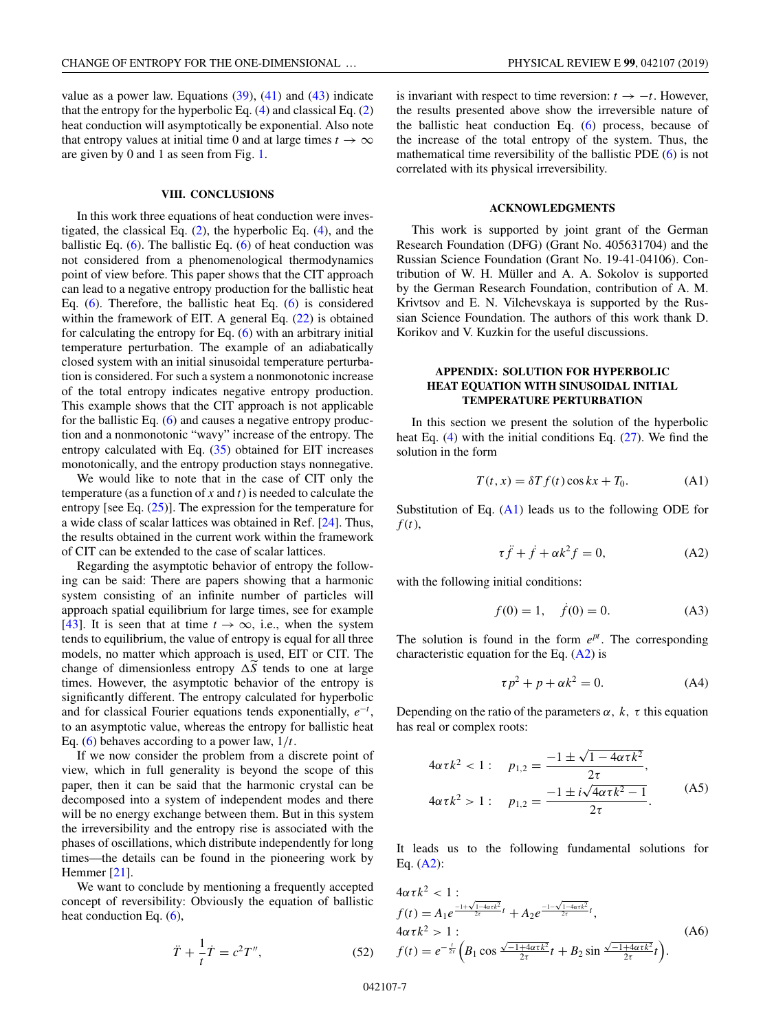value as a power law. Equations (39), (41) and (43) indicate that the entropy for the hyperbolic Eq. (4) and classical Eq. (2) heat conduction will asymptotically be exponential. Also note that entropy values at initial time 0 and at large times $t \to \infty$ are given by 0 and 1 as seen from Fig. 1.

## VIII. CONCLUSIONS

In this work three equations of heat conduction were investigated, the classical Eq. (2), the hyperbolic Eq. (4), and the ballistic Eq. (6). The ballistic Eq. (6) of heat conduction was not considered from a phenomenological thermodynamics point of view before. This paper shows that the CIT approach can lead to a negative entropy production for the ballistic heat Eq. (6). Therefore, the ballistic heat Eq. (6) is considered within the framework of EIT. A general Eq. (22) is obtained for calculating the entropy for Eq. (6) with an arbitrary initial temperature perturbation. The example of an adiabatically closed system with an initial sinusoidal temperature perturbation is considered. For such a system a nonmonotonic increase of the total entropy indicates negative entropy production. This example shows that the CIT approach is not applicable for the ballistic Eq. (6) and causes a negative entropy production and a nonmonotonic "wavy" increase of the entropy. The entropy calculated with Eq. (35) obtained for EIT increases monotonically, and the entropy production stays nonnegative.

We would like to note that in the case of CIT only the temperature (as a function of $x$ and $t$) is needed to calculate the entropy [see Eq. (25)]. The expression for the temperature for a wide class of scalar lattices was obtained in Ref. [24]. Thus, the results obtained in the current work within the framework of CIT can be extended to the case of scalar lattices.

Regarding the asymptotic behavior of entropy the following can be said: There are papers showing that a harmonic system consisting of an infinite number of particles will approach spatial equilibrium for large times, see for example [43]. It is seen that at time $t \to \infty$, i.e., when the system tends to equilibrium, the value of entropy is equal for all three models, no matter which approach is used, EIT or CIT. The change of dimensionless entropy $\Delta\widetilde{S}$ tends to one at large times. However, the asymptotic behavior of the entropy is significantly different. The entropy calculated for hyperbolic and for classical Fourier equations tends exponentially, $e^{-t}$, to an asymptotic value, whereas the entropy for ballistic heat Eq. (6) behaves according to a power law, $1/t$.

If we now consider the problem from a discrete point of view, which in full generality is beyond the scope of this paper, then it can be said that the harmonic crystal can be decomposed into a system of independent modes and there will be no energy exchange between them. But in this system the irreversibility and the entropy rise is associated with the phases of oscillations, which distribute independently for long times—the details can be found in the pioneering work by Hemmer [21].

We want to conclude by mentioning a frequently accepted concept of reversibility: Obviously the equation of ballistic heat conduction Eq. (6),

$$\ddot{T} + \frac{1}{t}\dot{T} = c^2 T'', \tag{52}$$

is invariant with respect to time reversion: $t \to -t$. However, the results presented above show the irreversible nature of the ballistic heat conduction Eq. (6) process, because of the increase of the total entropy of the system. Thus, the mathematical time reversibility of the ballistic PDE (6) is not correlated with its physical irreversibility.

## ACKNOWLEDGMENTS

This work is supported by joint grant of the German Research Foundation (DFG) (Grant No. 405631704) and the Russian Science Foundation (Grant No. 19-41-04106). Contribution of W. H. Müller and A. A. Sokolov is supported by the German Research Foundation, contribution of A. M. Krivtsov and E. N. Vilchevskaya is supported by the Russian Science Foundation. The authors of this work thank D. Korikov and V. Kuzkin for the useful discussions.

## APPENDIX: SOLUTION FOR HYPERBOLIC HEAT EQUATION WITH SINUSOIDAL INITIAL TEMPERATURE PERTURBATION

In this section we present the solution of the hyperbolic heat Eq. (4) with the initial conditions Eq. (27). We find the solution in the form

$$T(t,x) = \delta T\, f(t) \cos kx + T_0. \tag{A1}$$

Substitution of Eq. (A1) leads us to the following ODE for $f(t)$,

$$\tau \ddot{f} + \dot{f} + \alpha k^2 f = 0, \tag{A2}$$

with the following initial conditions:

$$f(0) = 1, \quad \dot{f}(0) = 0. \tag{A3}$$

The solution is found in the form $e^{pt}$. The corresponding characteristic equation for the Eq. (A2) is

$$\tau p^2 + p + \alpha k^2 = 0. \tag{A4}$$

Depending on the ratio of the parameters $\alpha,\ k,\ \tau$ this equation has real or complex roots:

$$\begin{aligned} 4\alpha\tau k^2 < 1: \quad & p_{1,2} = \frac{-1 \pm \sqrt{1 - 4\alpha\tau k^2}}{2\tau}, \\ 4\alpha\tau k^2 > 1: \quad & p_{1,2} = \frac{-1 \pm i\sqrt{4\alpha\tau k^2 - 1}}{2\tau}. \end{aligned} \tag{A5}$$

It leads us to the following fundamental solutions for Eq. (A2):

$$\begin{aligned} & 4\alpha\tau k^2 < 1: \\ & f(t) = A_1 e^{\frac{-1+\sqrt{1-4\alpha\tau k^2}}{2\tau}t} + A_2 e^{\frac{-1-\sqrt{1-4\alpha\tau k^2}}{2\tau}t}, \\ & 4\alpha\tau k^2 > 1: \\ & f(t) = e^{-\frac{t}{2\tau}}\left(B_1 \cos \tfrac{\sqrt{-1+4\alpha\tau k^2}}{2\tau}t + B_2 \sin \tfrac{\sqrt{-1+4\alpha\tau k^2}}{2\tau}t\right). \end{aligned} \tag{A6}$$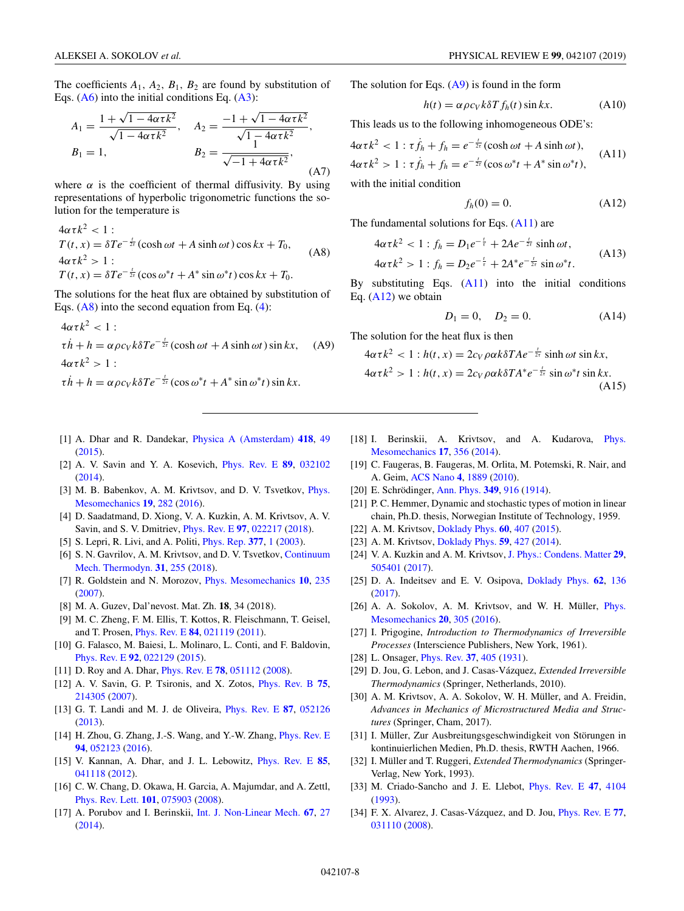The coefficients $A_1$, $A_2$, $B_1$, $B_2$ are found by substitution of Eqs. (A6) into the initial conditions Eq. (A3):

$$A_1 = \frac{1+\sqrt{1-4\alpha\tau k^2}}{\sqrt{1-4\alpha\tau k^2}}, \quad A_2 = \frac{-1+\sqrt{1-4\alpha\tau k^2}}{\sqrt{1-4\alpha\tau k^2}},$$
$$B_1 = 1, \quad B_2 = \frac{1}{\sqrt{-1+4\alpha\tau k^2}}, \tag{A7}$$

where $\alpha$ is the coefficient of thermal diffusivity. By using representations of hyperbolic trigonometric functions the solution for the temperature is

$$\begin{aligned}
&4\alpha\tau k^2 < 1: \\
&T(t,x) = \delta T e^{-\frac{t}{2\tau}}(\cosh\omega t + A\sinh\omega t)\cos kx + T_0, \\
&4\alpha\tau k^2 > 1: \\
&T(t,x) = \delta T e^{-\frac{t}{2\tau}}(\cos\omega^* t + A^*\sin\omega^* t)\cos kx + T_0.
\end{aligned} \tag{A8}$$

The solutions for the heat flux are obtained by substitution of Eqs. (A8) into the second equation from Eq. (4):

$$\begin{aligned}
&4\alpha\tau k^2 < 1: \\
&\tau\dot{h} + h = \alpha\rho c_V k\delta T e^{-\frac{t}{2\tau}}(\cosh\omega t + A\sinh\omega t)\sin kx, \\
&4\alpha\tau k^2 > 1: \\
&\tau\dot{h} + h = \alpha\rho c_V k\delta T e^{-\frac{t}{2\tau}}(\cos\omega^* t + A^*\sin\omega^* t)\sin kx.
\end{aligned} \tag{A9}$$

The solution for Eqs. (A9) is found in the form

$$h(t) = \alpha\rho c_V k\delta T f_h(t)\sin kx. \tag{A10}$$

This leads us to the following inhomogeneous ODE's:

$$\begin{aligned}
&4\alpha\tau k^2 < 1: \tau\dot{f}_h + f_h = e^{-\frac{t}{2\tau}}(\cosh\omega t + A\sinh\omega t), \\
&4\alpha\tau k^2 > 1: \tau\dot{f}_h + f_h = e^{-\frac{t}{2\tau}}(\cos\omega^* t + A^*\sin\omega^* t),
\end{aligned} \tag{A11}$$

with the initial condition

$$f_h(0) = 0. \tag{A12}$$

The fundamental solutions for Eqs. (A11) are

$$\begin{aligned}
&4\alpha\tau k^2 < 1: f_h = D_1 e^{-\frac{t}{\tau}} + 2Ae^{-\frac{t}{2\tau}}\sinh\omega t, \\
&4\alpha\tau k^2 > 1: f_h = D_2 e^{-\frac{t}{\tau}} + 2A^* e^{-\frac{t}{2\tau}}\sin\omega^* t.
\end{aligned} \tag{A13}$$

By substituting Eqs. (A11) into the initial conditions Eq. (A12) we obtain

$$D_1 = 0, \quad D_2 = 0. \tag{A14}$$

The solution for the heat flux is then

$$\begin{aligned}
&4\alpha\tau k^2 < 1: h(t,x) = 2c_V\rho\alpha k\delta T A e^{-\frac{t}{2\tau}}\sinh\omega t\sin kx, \\
&4\alpha\tau k^2 > 1: h(t,x) = 2c_V\rho\alpha k\delta T A^* e^{-\frac{t}{2\tau}}\sin\omega^* t\sin kx.
\end{aligned} \tag{A15}$$

---

[1] A. Dhar and R. Dandekar, Physica A (Amsterdam) **418**, 49 (2015).

[2] A. V. Savin and Y. A. Kosevich, Phys. Rev. E **89**, 032102 (2014).

[3] M. B. Babenkov, A. M. Krivtsov, and D. V. Tsvetkov, Phys. Mesomechanics **19**, 282 (2016).

[4] D. Saadatmand, D. Xiong, V. A. Kuzkin, A. M. Krivtsov, A. V. Savin, and S. V. Dmitriev, Phys. Rev. E **97**, 022217 (2018).

[5] S. Lepri, R. Livi, and A. Politi, Phys. Rep. **377**, 1 (2003).

[6] S. N. Gavrilov, A. M. Krivtsov, and D. V. Tsvetkov, Continuum Mech. Thermodyn. **31**, 255 (2018).

[7] R. Goldstein and N. Morozov, Phys. Mesomechanics **10**, 235 (2007).

[8] M. A. Guzev, Dal'nevost. Mat. Zh. **18**, 34 (2018).

[9] M. C. Zheng, F. M. Ellis, T. Kottos, R. Fleischmann, T. Geisel, and T. Prosen, Phys. Rev. E **84**, 021119 (2011).

[10] G. Falasco, M. Baiesi, L. Molinaro, L. Conti, and F. Baldovin, Phys. Rev. E **92**, 022129 (2015).

[11] D. Roy and A. Dhar, Phys. Rev. E **78**, 051112 (2008).

[12] A. V. Savin, G. P. Tsironis, and X. Zotos, Phys. Rev. B **75**, 214305 (2007).

[13] G. T. Landi and M. J. de Oliveira, Phys. Rev. E **87**, 052126 (2013).

[14] H. Zhou, G. Zhang, J.-S. Wang, and Y.-W. Zhang, Phys. Rev. E **94**, 052123 (2016).

[15] V. Kannan, A. Dhar, and J. L. Lebowitz, Phys. Rev. E **85**, 041118 (2012).

[16] C. W. Chang, D. Okawa, H. Garcia, A. Majumdar, and A. Zettl, Phys. Rev. Lett. **101**, 075903 (2008).

[17] A. Porubov and I. Berinskii, Int. J. Non-Linear Mech. **67**, 27 (2014).

[18] I. Berinskii, A. Krivtsov, and A. Kudarova, Phys. Mesomechanics **17**, 356 (2014).

[19] C. Faugeras, B. Faugeras, M. Orlita, M. Potemski, R. Nair, and A. Geim, ACS Nano **4**, 1889 (2010).

[20] E. Schrödinger, Ann. Phys. **349**, 916 (1914).

[21] P. C. Hemmer, Dynamic and stochastic types of motion in linear chain, Ph.D. thesis, Norwegian Institute of Technology, 1959.

[22] A. M. Krivtsov, Doklady Phys. **60**, 407 (2015).

[23] A. M. Krivtsov, Doklady Phys. **59**, 427 (2014).

[24] V. A. Kuzkin and A. M. Krivtsov, J. Phys.: Condens. Matter **29**, 505401 (2017).

[25] D. A. Indeitsev and E. V. Osipova, Doklady Phys. **62**, 136 (2017).

[26] A. A. Sokolov, A. M. Krivtsov, and W. H. Müller, Phys. Mesomechanics **20**, 305 (2016).

[27] I. Prigogine, *Introduction to Thermodynamics of Irreversible Processes* (Interscience Publishers, New York, 1961).

[28] L. Onsager, Phys. Rev. **37**, 405 (1931).

[29] D. Jou, G. Lebon, and J. Casas-Vázquez, *Extended Irreversible Thermodynamics* (Springer, Netherlands, 2010).

[30] A. M. Krivtsov, A. A. Sokolov, W. H. Müller, and A. Freidin, *Advances in Mechanics of Microstructured Media and Structures* (Springer, Cham, 2017).

[31] I. Müller, Zur Ausbreitungsgeschwindigkeit von Störungen in kontinuierlichen Medien, Ph.D. thesis, RWTH Aachen, 1966.

[32] I. Müller and T. Ruggeri, *Extended Thermodynamics* (Springer-Verlag, New York, 1993).

[33] M. Criado-Sancho and J. E. Llebot, Phys. Rev. E **47**, 4104 (1993).

[34] F. X. Alvarez, J. Casas-Vázquez, and D. Jou, Phys. Rev. E **77**, 031110 (2008).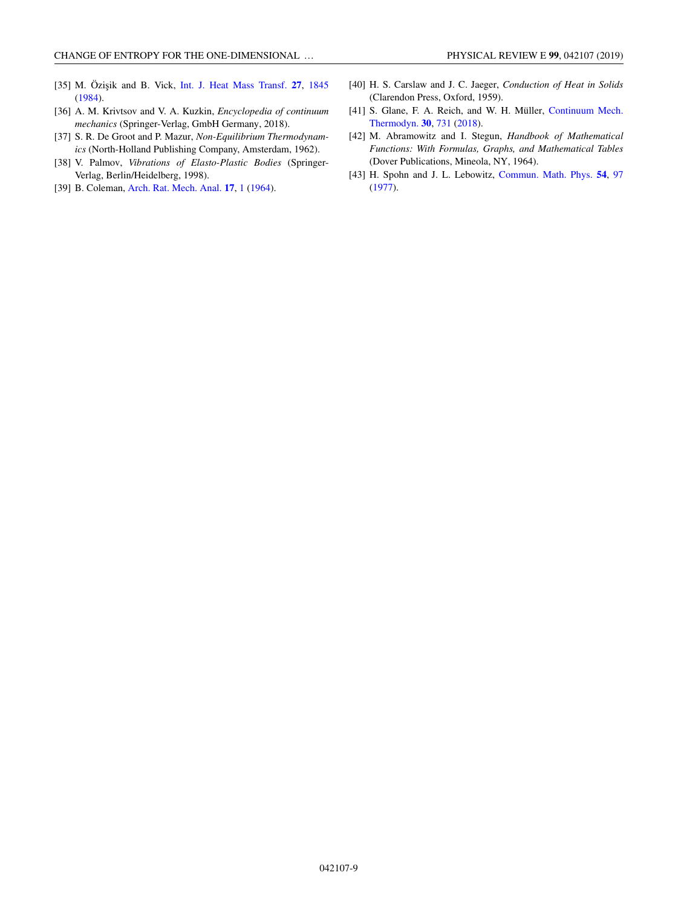[35] M. Özişik and B. Vick, Int. J. Heat Mass Transf. **27**, 1845 (1984).

[36] A. M. Krivtsov and V. A. Kuzkin, *Encyclopedia of continuum mechanics* (Springer-Verlag, GmbH Germany, 2018).

[37] S. R. De Groot and P. Mazur, *Non-Equilibrium Thermodynamics* (North-Holland Publishing Company, Amsterdam, 1962).

[38] V. Palmov, *Vibrations of Elasto-Plastic Bodies* (Springer-Verlag, Berlin/Heidelberg, 1998).

[39] B. Coleman, Arch. Rat. Mech. Anal. **17**, 1 (1964).

[40] H. S. Carslaw and J. C. Jaeger, *Conduction of Heat in Solids* (Clarendon Press, Oxford, 1959).

[41] S. Glane, F. A. Reich, and W. H. Müller, Continuum Mech. Thermodyn. **30**, 731 (2018).

[42] M. Abramowitz and I. Stegun, *Handbook of Mathematical Functions: With Formulas, Graphs, and Mathematical Tables* (Dover Publications, Mineola, NY, 1964).

[43] H. Spohn and J. L. Lebowitz, Commun. Math. Phys. **54**, 97 (1977).